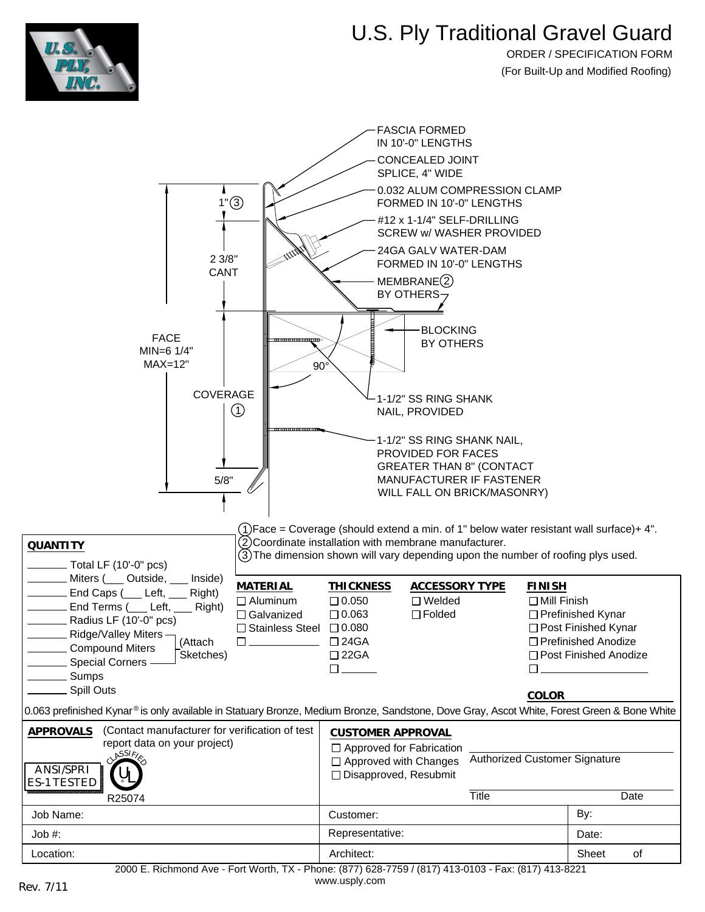# U.S. Ply Traditional Gravel Guard

ORDER / SPECIFICATION FORM

(For Built-Up and Modified Roofing)

FASCIA FORMED IN 10'-0" LENGTHS

CONCEALED JOINT SPLICE, 4" WIDE

0.032 ALUM COMPRESSION CLAMP FORMED IN 10'-0" LENGTHS

#12 x 1-1/4" SELF-DRILLING SCREW w/ WASHER PROVIDED

24GA GALV WATER-DAM FORMED IN 10'-0" LENGTHS

MEMBRANE ② BY OTHERS

BLOCKING BY OTHERS

1-1/2" SS RING SHANK NAIL, PROVIDED

1-1/2" SS RING SHANK NAIL, PROVIDED FOR FACES GREATER THAN 8" (CONTACT MANUFACTURER IF FASTENER WILL FALL ON BRICK/MASONRY)

1" ③

2 3/8" CANT

FACE MIN=6 1/4" MAX=12"

COVERAGE ①

90°

5/8"

① Face = Coverage (should extend a min. of 1" below water resistant wall surface)+ 4".
② Coordinate installation with membrane manufacturer.
③ The dimension shown will vary depending upon the number of roofing plys used.

**QUANTITY**

_______ Total LF (10'-0" pcs)
_______ Miters (___ Outside, ___ Inside)
_______ End Caps (___ Left, ___ Right)
_______ End Terms (___ Left, ___ Right)
_______ Radius LF (10'-0" pcs)
_______ Ridge/Valley Miters (Attach Sketches)
_______ Compound Miters (Attach Sketches)
_______ Special Corners (Attach Sketches)
_______ Sumps
_______ Spill Outs

| MATERIAL | THICKNESS | ACCESSORY TYPE | FINISH |
|---|---|---|---|
| ☐ Aluminum | ☐ 0.050 | ☐ Welded | ☐ Mill Finish |
| ☐ Galvanized | ☐ 0.063 | ☐ Folded | ☐ Prefinished Kynar |
| ☐ Stainless Steel | ☐ 0.080 | | ☐ Post Finished Kynar |
| ☐ __________ | ☐ 24GA | | ☐ Prefinished Anodize |
| | ☐ 22GA | | ☐ Post Finished Anodize |
| | ☐ ______ | | ☐ ______________ |

**COLOR** ______________

0.063 prefinished Kynar® is only available in Statuary Bronze, Medium Bronze, Sandstone, Dove Gray, Ascot White, Forest Green & Bone White

**APPROVALS** (Contact manufacturer for verification of test report data on your project)

ANSI/SPRI ES-1 TESTED

UL CLASSIFIED R25074

**CUSTOMER APPROVAL**

☐ Approved for Fabrication
☐ Approved with Changes
☐ Disapproved, Resubmit

Authorized Customer Signature

Title | Date

| Job Name: | Customer: | By: |
|---|---|---|
| Job #: | Representative: | Date: |
| Location: | Architect: | Sheet of |

2000 E. Richmond Ave - Fort Worth, TX - Phone: (877) 628-7759 / (817) 413-0103 - Fax: (817) 413-8221
www.usply.com

Rev. 7/11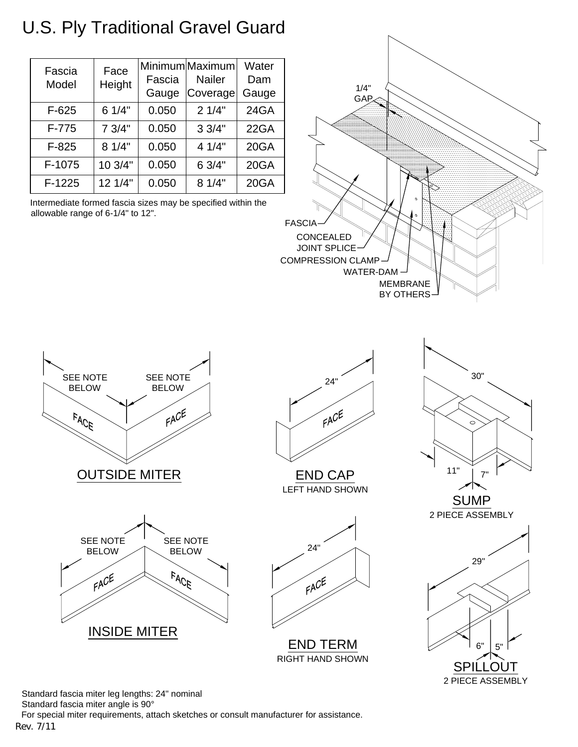# U.S. Ply Traditional Gravel Guard

| Fascia Model | Face Height | Minimum Fascia Gauge | Maximum Nailer Coverage | Water Dam Gauge |
|---|---|---|---|---|
| F-625 | 6 1/4" | 0.050 | 2 1/4" | 24GA |
| F-775 | 7 3/4" | 0.050 | 3 3/4" | 22GA |
| F-825 | 8 1/4" | 0.050 | 4 1/4" | 20GA |
| F-1075 | 10 3/4" | 0.050 | 6 3/4" | 20GA |
| F-1225 | 12 1/4" | 0.050 | 8 1/4" | 20GA |

Intermediate formed fascia sizes may be specified within the allowable range of 6-1/4" to 12".

1/4" GAP

FASCIA

CONCEALED JOINT SPLICE

COMPRESSION CLAMP

WATER-DAM

MEMBRANE BY OTHERS

SEE NOTE BELOW

SEE NOTE BELOW

FACE

FACE

OUTSIDE MITER

24"

FACE

END CAP

LEFT HAND SHOWN

30"

11"

7"

SUMP

2 PIECE ASSEMBLY

SEE NOTE BELOW

SEE NOTE BELOW

FACE

FACE

INSIDE MITER

24"

FACE

END TERM

RIGHT HAND SHOWN

29"

6"

5"

SPILLOUT

2 PIECE ASSEMBLY

Standard fascia miter leg lengths: 24" nominal

Standard fascia miter angle is 90°

For special miter requirements, attach sketches or consult manufacturer for assistance.

Rev. 7/11